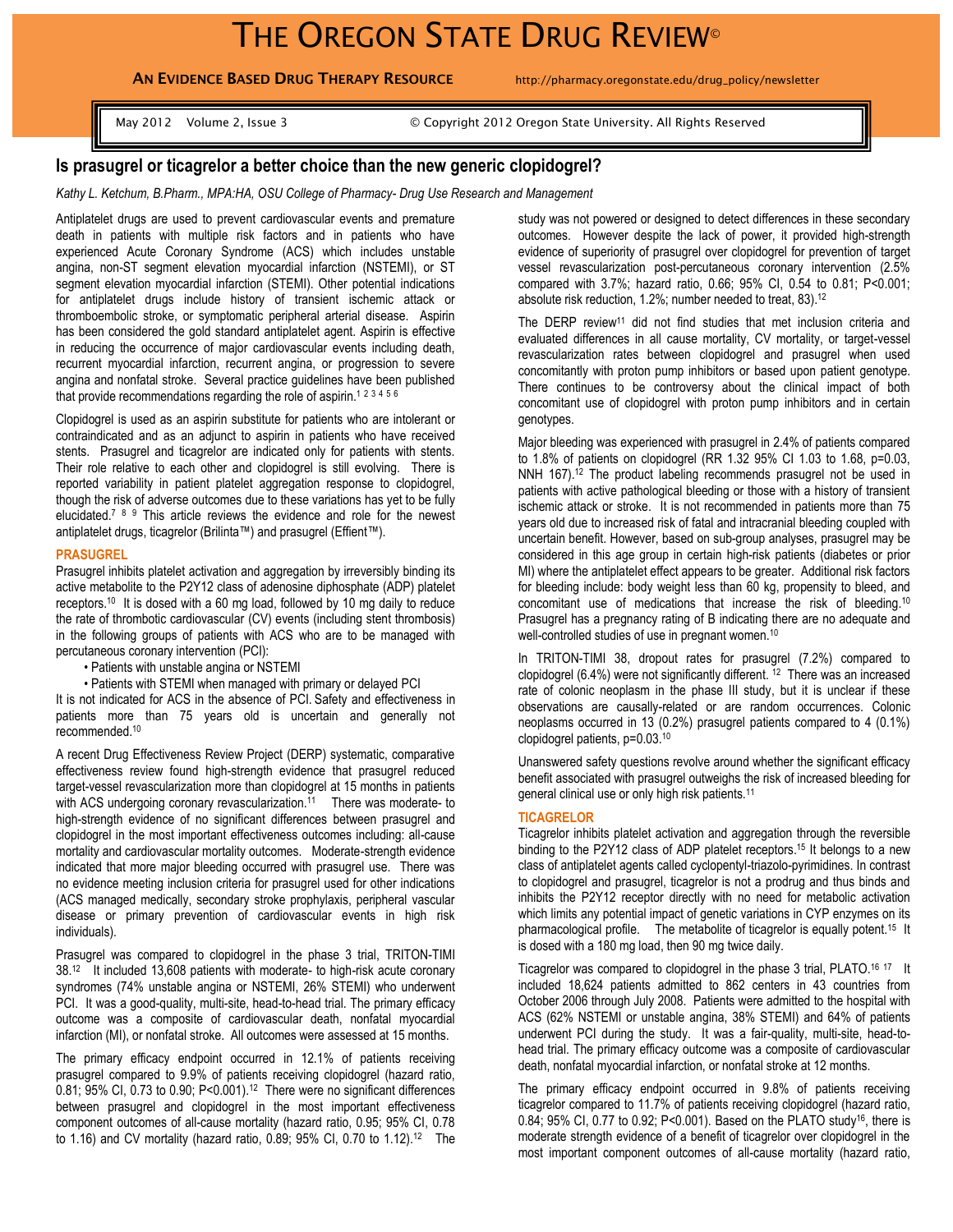# THE OREGON STATE DRUG REVIEW©

**AN EVIDENCE BASED DRUG THERAPY RESOURCE** http://pharmacy.oregonstate.edu/drug_policy/newsletter

May 2012 Volume 2, Issue 3 © Copyright 2012 Oregon State University. All Rights Reserved

## Is prasugrel or ticagrelor a better choice than the new generic clopidogrel?

*Kathy L. Ketchum, B.Pharm., MPA:HA, OSU College of Pharmacy- Drug Use Research and Management*

Antiplatelet drugs are used to prevent cardiovascular events and premature death in patients with multiple risk factors and in patients who have experienced Acute Coronary Syndrome (ACS) which includes unstable angina, non-ST segment elevation myocardial infarction (NSTEMI), or ST segment elevation myocardial infarction (STEMI). Other potential indications for antiplatelet drugs include history of transient ischemic attack or thromboembolic stroke, or symptomatic peripheral arterial disease. Aspirin has been considered the gold standard antiplatelet agent. Aspirin is effective in reducing the occurrence of major cardiovascular events including death, recurrent myocardial infarction, recurrent angina, or progression to severe angina and nonfatal stroke. Several practice guidelines have been published that provide recommendations regarding the role of aspirin.[1 2 3 4 5 6]

Clopidogrel is used as an aspirin substitute for patients who are intolerant or contraindicated and as an adjunct to aspirin in patients who have received stents. Prasugrel and ticagrelor are indicated only for patients with stents. Their role relative to each other and clopidogrel is still evolving. There is reported variability in patient platelet aggregation response to clopidogrel, though the risk of adverse outcomes due to these variations has yet to be fully elucidated.[7 8 9] This article reviews the evidence and role for the newest antiplatelet drugs, ticagrelor (Brilinta™) and prasugrel (Effient™).

### PRASUGREL

Prasugrel inhibits platelet activation and aggregation by irreversibly binding its active metabolite to the P2Y12 class of adenosine diphosphate (ADP) platelet receptors.[10] It is dosed with a 60 mg load, followed by 10 mg daily to reduce the rate of thrombotic cardiovascular (CV) events (including stent thrombosis) in the following groups of patients with ACS who are to be managed with percutaneous coronary intervention (PCI):

- Patients with unstable angina or NSTEMI
- Patients with STEMI when managed with primary or delayed PCI

It is not indicated for ACS in the absence of PCI. Safety and effectiveness in patients more than 75 years old is uncertain and generally not recommended.[10]

A recent Drug Effectiveness Review Project (DERP) systematic, comparative effectiveness review found high-strength evidence that prasugrel reduced target-vessel revascularization more than clopidogrel at 15 months in patients with ACS undergoing coronary revascularization.[11] There was moderate- to high-strength evidence of no significant differences between prasugrel and clopidogrel in the most important effectiveness outcomes including: all-cause mortality and cardiovascular mortality outcomes. Moderate-strength evidence indicated that more major bleeding occurred with prasugrel use. There was no evidence meeting inclusion criteria for prasugrel used for other indications (ACS managed medically, secondary stroke prophylaxis, peripheral vascular disease or primary prevention of cardiovascular events in high risk individuals).

Prasugrel was compared to clopidogrel in the phase 3 trial, TRITON-TIMI 38.[12] It included 13,608 patients with moderate- to high-risk acute coronary syndromes (74% unstable angina or NSTEMI, 26% STEMI) who underwent PCI. It was a good-quality, multi-site, head-to-head trial. The primary efficacy outcome was a composite of cardiovascular death, nonfatal myocardial infarction (MI), or nonfatal stroke. All outcomes were assessed at 15 months.

The primary efficacy endpoint occurred in 12.1% of patients receiving prasugrel compared to 9.9% of patients receiving clopidogrel (hazard ratio, 0.81; 95% CI, 0.73 to 0.90; P<0.001).[12] There were no significant differences between prasugrel and clopidogrel in the most important effectiveness component outcomes of all-cause mortality (hazard ratio, 0.95; 95% CI, 0.78 to 1.16) and CV mortality (hazard ratio, 0.89; 95% CI, 0.70 to 1.12).[12] The study was not powered or designed to detect differences in these secondary outcomes. However despite the lack of power, it provided high-strength evidence of superiority of prasugrel over clopidogrel for prevention of target vessel revascularization post-percutaneous coronary intervention (2.5% compared with 3.7%; hazard ratio, 0.66; 95% CI, 0.54 to 0.81; P<0.001; absolute risk reduction, 1.2%; number needed to treat, 83).[12]

The DERP review[11] did not find studies that met inclusion criteria and evaluated differences in all cause mortality, CV mortality, or target-vessel revascularization rates between clopidogrel and prasugrel when used concomitantly with proton pump inhibitors or based upon patient genotype. There continues to be controversy about the clinical impact of both concomitant use of clopidogrel with proton pump inhibitors and in certain genotypes.

Major bleeding was experienced with prasugrel in 2.4% of patients compared to 1.8% of patients on clopidogrel (RR 1.32 95% CI 1.03 to 1.68, p=0.03, NNH 167).[12] The product labeling recommends prasugrel not be used in patients with active pathological bleeding or those with a history of transient ischemic attack or stroke. It is not recommended in patients more than 75 years old due to increased risk of fatal and intracranial bleeding coupled with uncertain benefit. However, based on sub-group analyses, prasugrel may be considered in this age group in certain high-risk patients (diabetes or prior MI) where the antiplatelet effect appears to be greater. Additional risk factors for bleeding include: body weight less than 60 kg, propensity to bleed, and concomitant use of medications that increase the risk of bleeding.[10] Prasugrel has a pregnancy rating of B indicating there are no adequate and well-controlled studies of use in pregnant women.[10]

In TRITON-TIMI 38, dropout rates for prasugrel (7.2%) compared to clopidogrel (6.4%) were not significantly different.[12] There was an increased rate of colonic neoplasm in the phase III study, but it is unclear if these observations are causally-related or are random occurrences. Colonic neoplasms occurred in 13 (0.2%) prasugrel patients compared to 4 (0.1%) clopidogrel patients, p=0.03.[10]

Unanswered safety questions revolve around whether the significant efficacy benefit associated with prasugrel outweighs the risk of increased bleeding for general clinical use or only high risk patients.[11]

### TICAGRELOR

Ticagrelor inhibits platelet activation and aggregation through the reversible binding to the P2Y12 class of ADP platelet receptors.[15] It belongs to a new class of antiplatelet agents called cyclopentyl-triazolo-pyrimidines. In contrast to clopidogrel and prasugrel, ticagrelor is not a prodrug and thus binds and inhibits the P2Y12 receptor directly with no need for metabolic activation which limits any potential impact of genetic variations in CYP enzymes on its pharmacological profile. The metabolite of ticagrelor is equally potent.[15] It is dosed with a 180 mg load, then 90 mg twice daily.

Ticagrelor was compared to clopidogrel in the phase 3 trial, PLATO.[16 17] It included 18,624 patients admitted to 862 centers in 43 countries from October 2006 through July 2008. Patients were admitted to the hospital with ACS (62% NSTEMI or unstable angina, 38% STEMI) and 64% of patients underwent PCI during the study. It was a fair-quality, multi-site, head-to-head trial. The primary efficacy outcome was a composite of cardiovascular death, nonfatal myocardial infarction, or nonfatal stroke at 12 months.

The primary efficacy endpoint occurred in 9.8% of patients receiving ticagrelor compared to 11.7% of patients receiving clopidogrel (hazard ratio, 0.84; 95% CI, 0.77 to 0.92; P<0.001). Based on the PLATO study[16], there is moderate strength evidence of a benefit of ticagrelor over clopidogrel in the most important component outcomes of all-cause mortality (hazard ratio,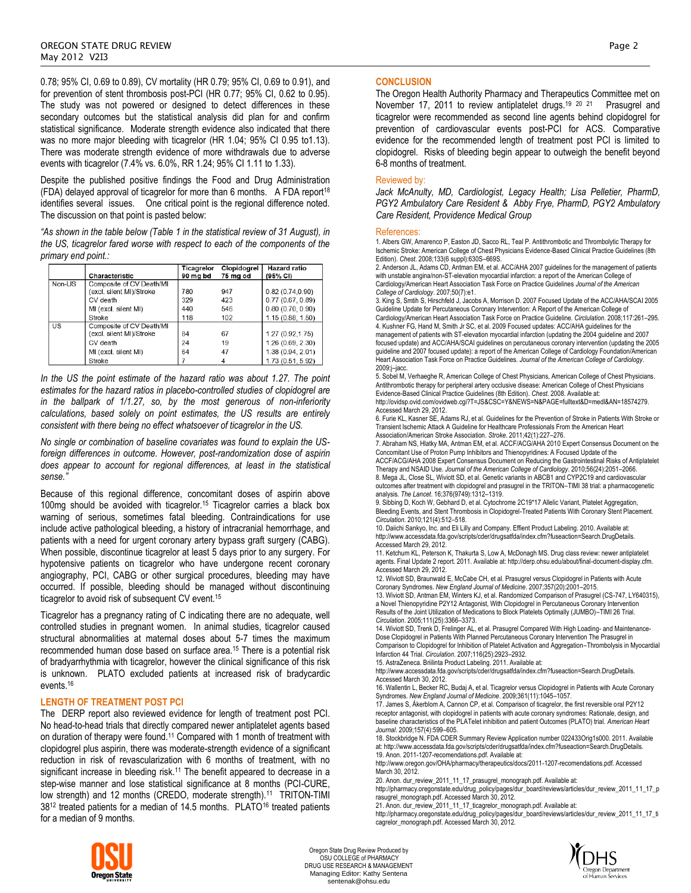0.78; 95% CI, 0.69 to 0.89), CV mortality (HR 0.79; 95% CI, 0.69 to 0.91), and for prevention of stent thrombosis post-PCI (HR 0.77; 95% CI, 0.62 to 0.95). The study was not powered or designed to detect differences in these secondary outcomes but the statistical analysis did plan for and confirm statistical significance. Moderate strength evidence also indicated that there was no more major bleeding with ticagrelor (HR 1.04; 95% CI 0.95 to1.13). There was moderate strength evidence of more withdrawals due to adverse events with ticagrelor (7.4% vs. 6.0%, RR 1.24; 95% CI 1.11 to 1.33).

Despite the published positive findings the Food and Drug Administration (FDA) delayed approval of ticagrelor for more than 6 months. A FDA report[18] identifies several issues. One critical point is the regional difference noted. The discussion on that point is pasted below:

*"As shown in the table below (Table 1 in the statistical review of 31 August), in the US, ticagrelor fared worse with respect to each of the components of the primary end point.:*

| | Characteristic | Ticagrelor 90 mg bd | Clopidogrel 75 mg od | Hazard ratio (95% CI) |
|---|---|---|---|---|
| Non-US | Composite of CV Death/MI (excl. silent MI)/Stroke | 780 | 947 | 0.82 (0.74,0.90) |
| | CV death | 329 | 423 | 0.77 (0.67, 0.89) |
| | MI (excl. silent MI) | 440 | 546 | 0.80 (0.70, 0.90) |
| | Stroke | 118 | 102 | 1.15 (0.88, 1.50) |
| US | Composite of CV Death/MI (excl. silent MI)/Stroke | 84 | 67 | 1.27 (0.92,1.75) |
| | CV death | 24 | 19 | 1.26 (0.69, 2.30) |
| | MI (excl. silent MI) | 64 | 47 | 1.38 (0.94, 2.01) |
| | Stroke | 7 | 4 | 1.73 (0.51, 5.92) |

*In the US the point estimate of the hazard ratio was about 1.27. The point estimates for the hazard ratios in placebo-controlled studies of clopidogrel are in the ballpark of 1/1.27, so, by the most generous of non-inferiority calculations, based solely on point estimates, the US results are entirely consistent with there being no effect whatsoever of ticagrelor in the US.*

*No single or combination of baseline covariates was found to explain the US-foreign differences in outcome. However, post-randomization dose of aspirin does appear to account for regional differences, at least in the statistical sense."*

Because of this regional difference, concomitant doses of aspirin above 100mg should be avoided with ticagrelor.[15] Ticagrelor carries a black box warning of serious, sometimes fatal bleeding. Contraindications for use include active pathological bleeding, a history of intracranial hemorrhage, and patients with a need for urgent coronary artery bypass graft surgery (CABG). When possible, discontinue ticagrelor at least 5 days prior to any surgery. For hypotensive patients on ticagrelor who have undergone recent coronary angiography, PCI, CABG or other surgical procedures, bleeding may have occurred. If possible, bleeding should be managed without discontinuing ticagrelor to avoid risk of subsequent CV event.[15]

Ticagrelor has a pregnancy rating of C indicating there are no adequate, well controlled studies in pregnant women. In animal studies, ticagrelor caused structural abnormalities at maternal doses about 5-7 times the maximum recommended human dose based on surface area.[15] There is a potential risk of bradyarrhythmia with ticagrelor, however the clinical significance of this risk is unknown. PLATO excluded patients at increased risk of bradycardic events.[16]

## LENGTH OF TREATMENT POST PCI

The DERP report also reviewed evidence for length of treatment post PCI. No head-to-head trials that directly compared newer antiplatelet agents based on duration of therapy were found.[11] Compared with 1 month of treatment with clopidogrel plus aspirin, there was moderate-strength evidence of a significant reduction in risk of revascularization with 6 months of treatment, with no significant increase in bleeding risk.[11] The benefit appeared to decrease in a step-wise manner and lose statistical significance at 8 months (PCI-CURE, low strength) and 12 months (CREDO, moderate strength).[11] TRITON-TIMI 38[12] treated patients for a median of 14.5 months. PLATO[16] treated patients for a median of 9 months.

## CONCLUSION

The Oregon Health Authority Pharmacy and Therapeutics Committee met on November 17, 2011 to review antiplatelet drugs.[19, 20, 21] Prasugrel and ticagrelor were recommended as second line agents behind clopidogrel for prevention of cardiovascular events post-PCI for ACS. Comparative evidence for the recommended length of treatment post PCI is limited to clopidogrel. Risks of bleeding begin appear to outweigh the benefit beyond 6-8 months of treatment.

### Reviewed by:

*Jack McAnulty, MD, Cardiologist, Legacy Health; Lisa Pelletier, PharmD, PGY2 Ambulatory Care Resident & Abby Frye, PharmD, PGY2 Ambulatory Care Resident, Providence Medical Group*

### References:

1. Albers GW, Amarenco P, Easton JD, Sacco RL, Teal P. Antithrombotic and Thrombolytic Therapy for Ischemic Stroke: American College of Chest Physicians Evidence-Based Clinical Practice Guidelines (8th Edition). *Chest*. 2008;133(6 suppl):630S–669S.
2. Anderson JL, Adams CD, Antman EM, et al. ACC/AHA 2007 guidelines for the management of patients with unstable angina/non-ST-elevation myocardial infarction: a report of the American College of Cardiology/American Heart Association Task Force on Practice Guidelines *Journal of the American College of Cardiology*. 2007;50(7):e1.
3. King S, Smtih S, Hirschfeld J, Jacobs A, Morrison D. 2007 Focused Update of the ACC/AHA/SCAI 2005 Guideline Update for Percutaneous Coronary Intervention: A Report of the American College of Cardiology/American Heart Association Task Force on Practice Guideline. *Circlulation*. 2008;117:261–295.
4. Kushner FG, Hand M, Smith Jr SC, et al. 2009 Focused updates: ACC/AHA guidelines for the management of patients with ST-elevation myocardial infarction (updating the 2004 guideline and 2007 focused update) and ACC/AHA/SCAI guidelines on percutaneous coronary intervention (updating the 2005 guideline and 2007 focused update): a report of the American College of Cardiology Foundation/American Heart Association Task Force on Practice Guidelines. *Journal of the American College of Cardiology*. 2009;j–jacc.
5. Sobel M, Verhaeghe R, American College of Chest Physicians, American College of Chest Physicians. Antithrombotic therapy for peripheral artery occlusive disease: American College of Chest Physicians Evidence-Based Clinical Practice Guidelines (8th Edition). *Chest*. 2008. Available at: http://ovidsp.ovid.com/ovidweb.cgi?T=JS&CSC=Y&NEWS=N&PAGE=fulltext&D=medl&AN=18574279. Accessed March 29, 2012.
6. Furie KL, Kasner SE, Adams RJ, et al. Guidelines for the Prevention of Stroke in Patients With Stroke or Transient Ischemic Attack A Guideline for Healthcare Professionals From the American Heart Association/American Stroke Association. *Stroke*. 2011;42(1):227–276.
7. Abraham NS, Hlatky MA, Antman EM, et al. ACCF/ACG/AHA 2010 Expert Consensus Document on the Concomitant Use of Proton Pump Inhibitors and Thienopyridines: A Focused Update of the ACCF/ACG/AHA 2008 Expert Consensus Document on Reducing the Gastrointestinal Risks of Antiplatelet Therapy and NSAID Use. *Journal of the American College of Cardiology*. 2010;56(24):2051–2066.
8. Mega JL, Close SL, Wiviott SD, et al. Genetic variants in ABCB1 and CYP2C19 and cardiovascular outcomes after treatment with clopidogrel and prasugrel in the TRITON–TIMI 38 trial: a pharmacogenetic analysis. *The Lancet*. 16;376(9749):1312–1319.
9. Sibbing D, Koch W, Gebhard D, et al. Cytochrome 2C19*17 Allelic Variant, Platelet Aggregation, Bleeding Events, and Stent Thrombosis in Clopidogrel-Treated Patients With Coronary Stent Placement. *Circulation*. 2010;121(4):512–518.
10. Daiichi Sankyo, Inc. and Eli Lilly and Company. Effient Product Labeling. 2010. Available at: http://www.accessdata.fda.gov/scripts/cder/drugsatfda/index.cfm?fuseaction=Search.DrugDetails. Accessed March 29, 2012.
11. Ketchum KL, Peterson K, Thakurta S, Low A, McDonagh MS. Drug class review: newer antiplatelet agents. Final Update 2 report. 2011. Available at: http://derp.ohsu.edu/about/final-document-display.cfm. Accessed March 29, 2012.
12. Wiviott SD, Braunwald E, McCabe CH, et al. Prasugrel versus Clopidogrel in Patients with Acute Coronary Syndromes. *New England Journal of Medicine*. 2007;357(20):2001–2015.
13. Wiviott SD, Antman EM, Winters KJ, et al. Randomized Comparison of Prasugrel (CS-747, LY640315), a Novel Thienopyridine P2Y12 Antagonist, With Clopidogrel in Percutaneous Coronary Intervention Results of the Joint Utilization of Medications to Block Platelets Optimally (JUMBO)–TIMI 26 Trial. *Circulation*. 2005;111(25):3366–3373.
14. Wiviott SD, Trenk D, Frelinger AL, et al. Prasugrel Compared With High Loading- and Maintenance-Dose Clopidogrel in Patients With Planned Percutaneous Coronary Intervention The Prasugrel in Comparison to Clopidogrel for Inhibition of Platelet Activation and Aggregation–Thrombolysis in Myocardial Infarction 44 Trial. *Circulation*. 2007;116(25):2923–2932.
15. AstraZeneca. Brilinta Product Labeling. 2011. Available at: http://www.accessdata.fda.gov/scripts/cder/drugsatfda/index.cfm?fuseaction=Search.DrugDetails. Accessed March 30, 2012.
16. Wallentin L, Becker RC, Budaj A, et al. Ticagrelor versus Clopidogrel in Patients with Acute Coronary Syndromes. *New England Journal of Medicine*. 2009;361(11):1045–1057.
17. James S, Åkerblom A, Cannon CP, et al. Comparison of ticagrelor, the first reversible oral P2Y12 receptor antagonist, with clopidogrel in patients with acute coronary syndromes: Rationale, design, and baseline characteristics of the PLATelet inhibition and patient Outcomes (PLATO) trial. *American Heart Journal*. 2009;157(4):599–605.
18. Stockbridge N. FDA CDER Summary Review Application number 022433Orig1s000. 2011. Available at: http://www.accessdata.fda.gov/scripts/cder/drugsatfda/index.cfm?fuseaction=Search.DrugDetails.
19. Anon. 2011-1207-recomendations.pdf. Available at: http://www.oregon.gov/OHA/pharmacy/therapeutics/docs/2011-1207-recomendations.pdf. Accessed March 30, 2012.
20. Anon. dur_review_2011_11_17_prasugrel_monograph.pdf. Available at: http://pharmacy.oregonstate.edu/drug_policy/pages/dur_board/reviews/articles/dur_review_2011_11_17_prasugrel_monograph.pdf. Accessed March 30, 2012.
21. Anon. dur_review_2011_11_17_ticagrelor_monograph.pdf. Available at: http://pharmacy.oregonstate.edu/drug_policy/pages/dur_board/reviews/articles/dur_review_2011_11_17_ticagrelor_monograph.pdf. Accessed March 30, 2012.

Oregon State Drug Review Produced by
OSU COLLEGE of PHARMACY
DRUG USE RESEARCH & MANAGEMENT
Managing Editor: Kathy Sentena
sentenak@ohsu.edu